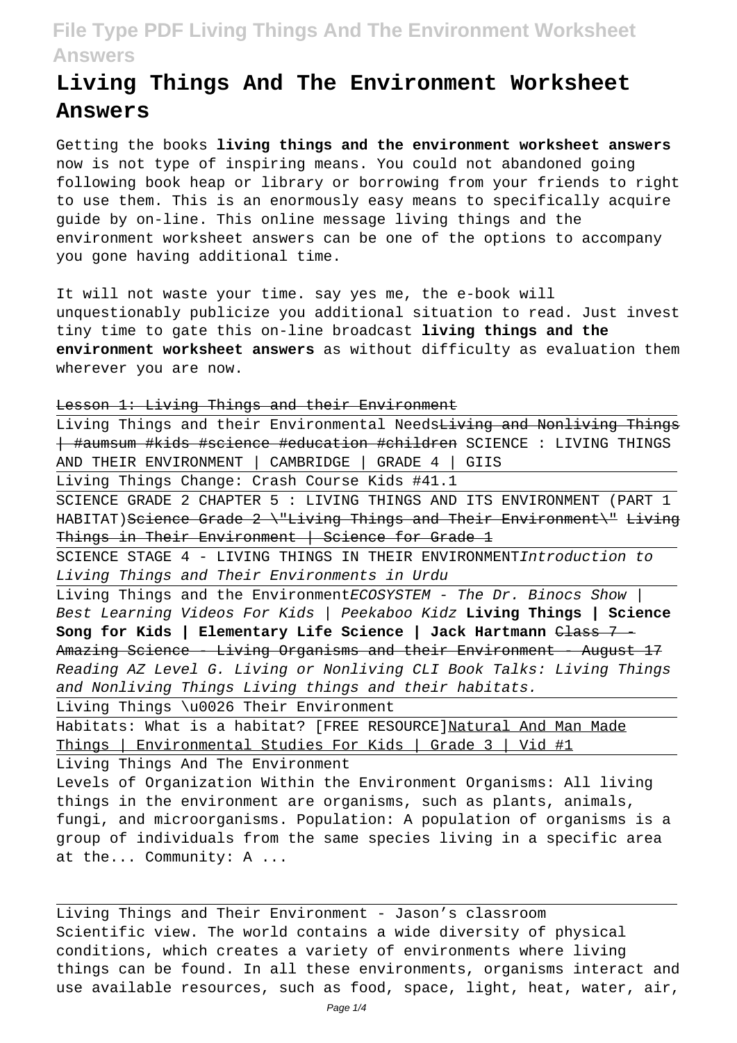# Living Things And The Environment Worksheet Answers

Getting the books **living things and the environment worksheet answers** now is not type of inspiring means. You could not abandoned going following book heap or library or borrowing from your friends to right to use them. This is an enormously easy means to specifically acquire guide by on-line. This online message living things and the environment worksheet answers can be one of the options to accompany you gone having additional time.

It will not waste your time. say yes me, the e-book will unquestionably publicize you additional situation to read. Just invest tiny time to gate this on-line broadcast **living things and the environment worksheet answers** as without difficulty as evaluation them wherever you are now.

~~Lesson 1: Living Things and their Environment~~

Living Things and their Environmental Needs~~Living and Nonliving Things | #aumsum #kids #science #education #children~~ SCIENCE : LIVING THINGS AND THEIR ENVIRONMENT | CAMBRIDGE | GRADE 4 | GIIS

Living Things Change: Crash Course Kids #41.1

SCIENCE GRADE 2 CHAPTER 5 : LIVING THINGS AND ITS ENVIRONMENT (PART 1 HABITAT)~~Science Grade 2 \"Living Things and Their Environment\"~~ ~~Living Things in Their Environment | Science for Grade 1~~

SCIENCE STAGE 4 - LIVING THINGS IN THEIR ENVIRONMENT*Introduction to Living Things and Their Environments in Urdu*

Living Things and the Environment*ECOSYSTEM - The Dr. Binocs Show | Best Learning Videos For Kids | Peekaboo Kidz* **Living Things | Science Song for Kids | Elementary Life Science | Jack Hartmann** ~~Class 7 - Amazing Science - Living Organisms and their Environment - August 17~~ *Reading AZ Level G. Living or Nonliving CLI Book Talks: Living Things and Nonliving Things Living things and their habitats.*

Living Things \u0026 Their Environment

Habitats: What is a habitat? [FREE RESOURCE]Natural And Man Made Things | Environmental Studies For Kids | Grade 3 | Vid #1

Living Things And The Environment

Levels of Organization Within the Environment Organisms: All living things in the environment are organisms, such as plants, animals, fungi, and microorganisms. Population: A population of organisms is a group of individuals from the same species living in a specific area at the... Community: A ...

Living Things and Their Environment - Jason's classroom

Scientific view. The world contains a wide diversity of physical conditions, which creates a variety of environments where living things can be found. In all these environments, organisms interact and use available resources, such as food, space, light, heat, water, air,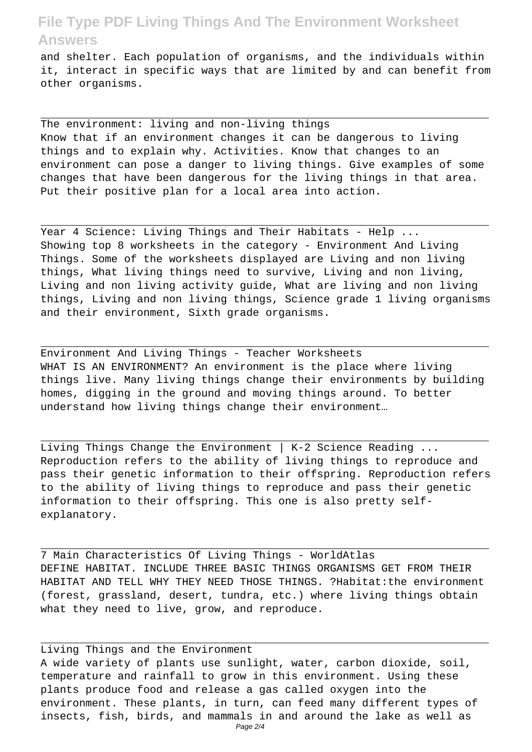and shelter. Each population of organisms, and the individuals within it, interact in specific ways that are limited by and can benefit from other organisms.

The environment: living and non-living things
Know that if an environment changes it can be dangerous to living things and to explain why. Activities. Know that changes to an environment can pose a danger to living things. Give examples of some changes that have been dangerous for the living things in that area. Put their positive plan for a local area into action.

Year 4 Science: Living Things and Their Habitats - Help ...
Showing top 8 worksheets in the category - Environment And Living Things. Some of the worksheets displayed are Living and non living things, What living things need to survive, Living and non living, Living and non living activity guide, What are living and non living things, Living and non living things, Science grade 1 living organisms and their environment, Sixth grade organisms.

Environment And Living Things - Teacher Worksheets
WHAT IS AN ENVIRONMENT? An environment is the place where living things live. Many living things change their environments by building homes, digging in the ground and moving things around. To better understand how living things change their environment…

Living Things Change the Environment | K-2 Science Reading ...
Reproduction refers to the ability of living things to reproduce and pass their genetic information to their offspring. Reproduction refers to the ability of living things to reproduce and pass their genetic information to their offspring. This one is also pretty self-explanatory.

7 Main Characteristics Of Living Things - WorldAtlas
DEFINE HABITAT. INCLUDE THREE BASIC THINGS ORGANISMS GET FROM THEIR HABITAT AND TELL WHY THEY NEED THOSE THINGS. ?Habitat:the environment (forest, grassland, desert, tundra, etc.) where living things obtain what they need to live, grow, and reproduce.

Living Things and the Environment
A wide variety of plants use sunlight, water, carbon dioxide, soil, temperature and rainfall to grow in this environment. Using these plants produce food and release a gas called oxygen into the environment. These plants, in turn, can feed many different types of insects, fish, birds, and mammals in and around the lake as well as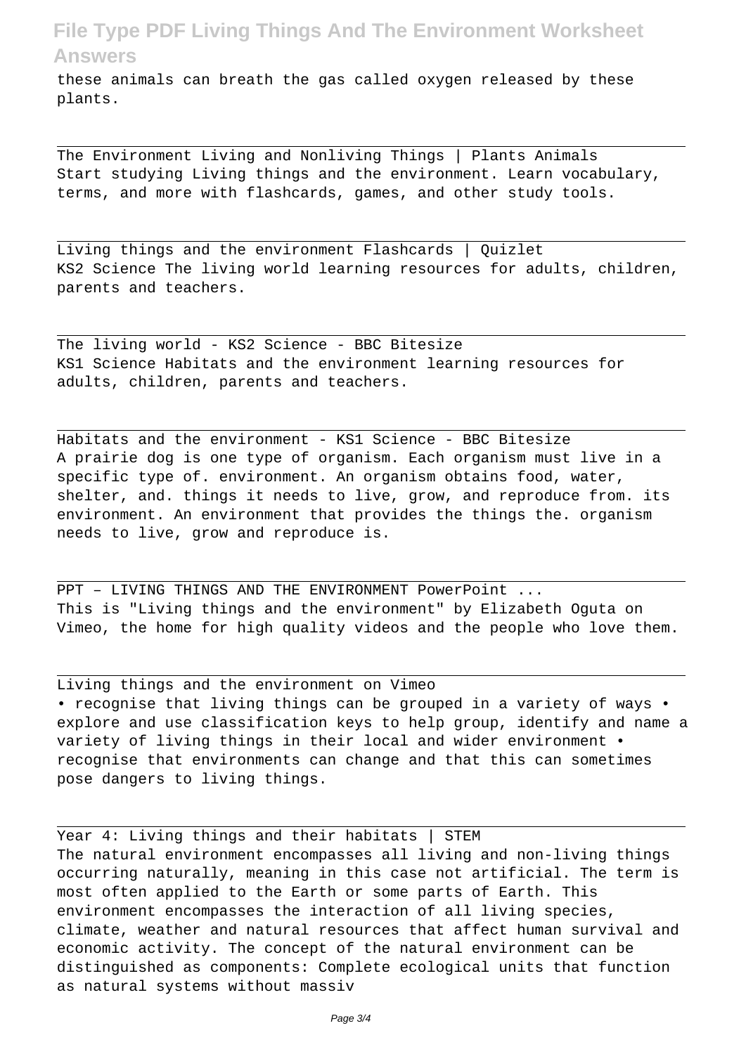these animals can breath the gas called oxygen released by these plants.

---

The Environment Living and Nonliving Things | Plants Animals
Start studying Living things and the environment. Learn vocabulary, terms, and more with flashcards, games, and other study tools.

---

Living things and the environment Flashcards | Quizlet
KS2 Science The living world learning resources for adults, children, parents and teachers.

---

The living world - KS2 Science - BBC Bitesize
KS1 Science Habitats and the environment learning resources for adults, children, parents and teachers.

---

Habitats and the environment - KS1 Science - BBC Bitesize
A prairie dog is one type of organism. Each organism must live in a specific type of. environment. An organism obtains food, water, shelter, and. things it needs to live, grow, and reproduce from. its environment. An environment that provides the things the. organism needs to live, grow and reproduce is.

---

PPT – LIVING THINGS AND THE ENVIRONMENT PowerPoint ...
This is "Living things and the environment" by Elizabeth Oguta on Vimeo, the home for high quality videos and the people who love them.

---

Living things and the environment on Vimeo
• recognise that living things can be grouped in a variety of ways • explore and use classification keys to help group, identify and name a variety of living things in their local and wider environment • recognise that environments can change and that this can sometimes pose dangers to living things.

---

Year 4: Living things and their habitats | STEM
The natural environment encompasses all living and non-living things occurring naturally, meaning in this case not artificial. The term is most often applied to the Earth or some parts of Earth. This environment encompasses the interaction of all living species, climate, weather and natural resources that affect human survival and economic activity. The concept of the natural environment can be distinguished as components: Complete ecological units that function as natural systems without massiv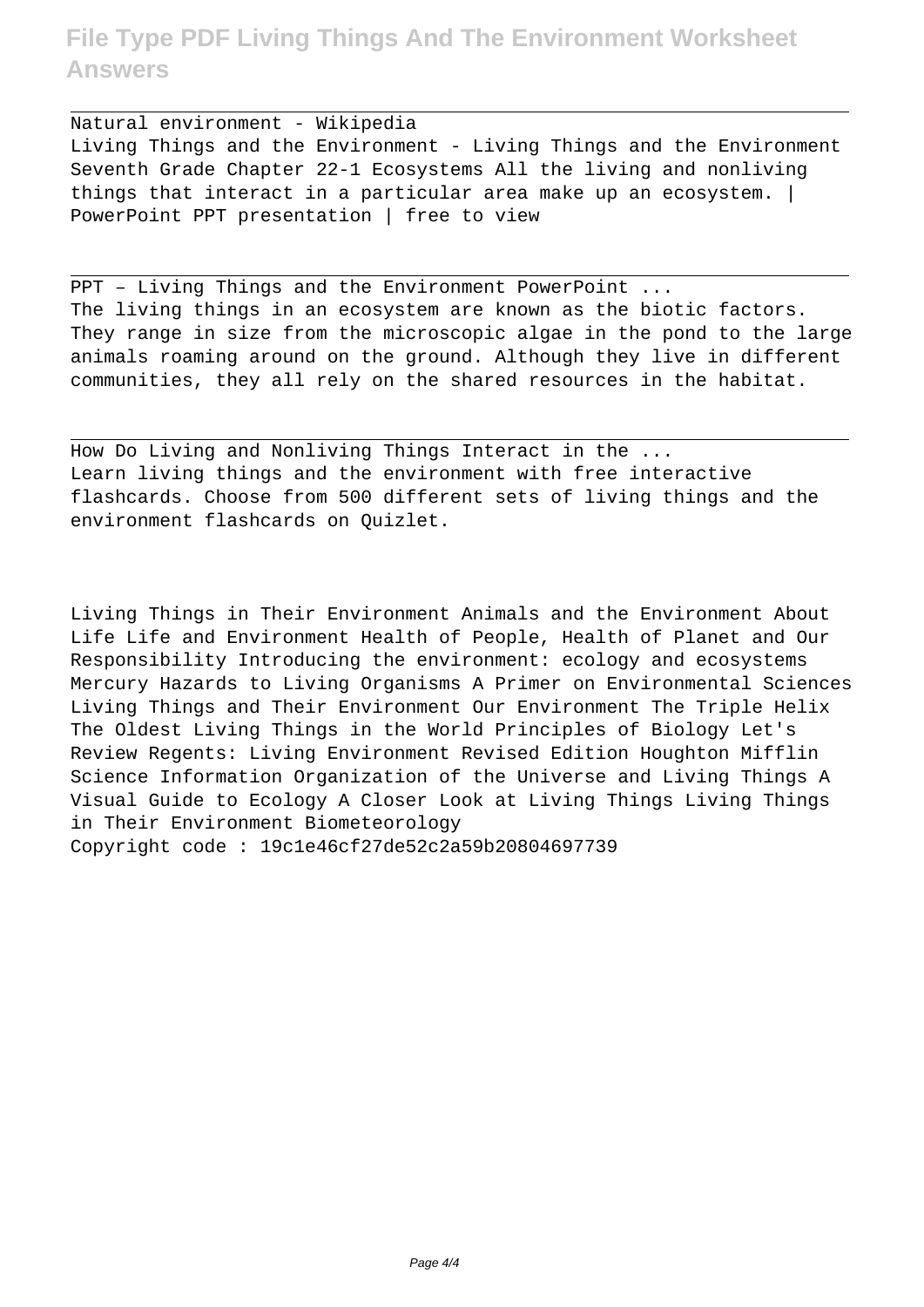Natural environment - Wikipedia

Living Things and the Environment - Living Things and the Environment Seventh Grade Chapter 22-1 Ecosystems All the living and nonliving things that interact in a particular area make up an ecosystem. | PowerPoint PPT presentation | free to view

---

PPT – Living Things and the Environment PowerPoint ...

The living things in an ecosystem are known as the biotic factors. They range in size from the microscopic algae in the pond to the large animals roaming around on the ground. Although they live in different communities, they all rely on the shared resources in the habitat.

---

How Do Living and Nonliving Things Interact in the ...

Learn living things and the environment with free interactive flashcards. Choose from 500 different sets of living things and the environment flashcards on Quizlet.

Living Things in Their Environment Animals and the Environment About Life Life and Environment Health of People, Health of Planet and Our Responsibility Introducing the environment: ecology and ecosystems Mercury Hazards to Living Organisms A Primer on Environmental Sciences Living Things and Their Environment Our Environment The Triple Helix The Oldest Living Things in the World Principles of Biology Let's Review Regents: Living Environment Revised Edition Houghton Mifflin Science Information Organization of the Universe and Living Things A Visual Guide to Ecology A Closer Look at Living Things Living Things in Their Environment Biometeorology

Copyright code : 19c1e46cf27de52c2a59b20804697739